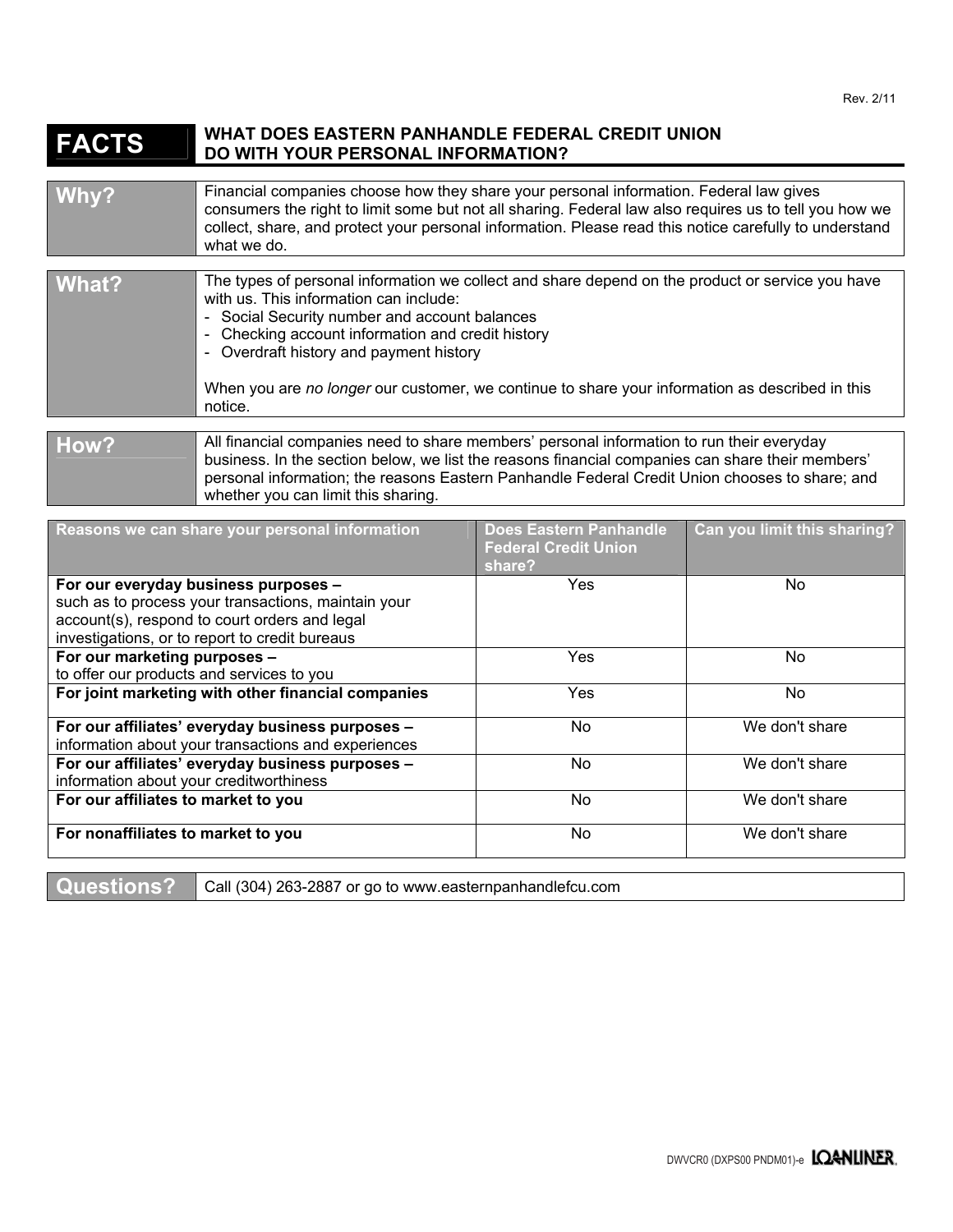Rev. 2/11

# FACTS — WHAT DOES EASTERN PANHANDLE FEDERAL CREDIT UNION DO WITH YOUR PERSONAL INFORMATION?

| | |
|---|---|
| **Why?** | Financial companies choose how they share your personal information. Federal law gives consumers the right to limit some but not all sharing. Federal law also requires us to tell you how we collect, share, and protect your personal information. Please read this notice carefully to understand what we do. |
| **What?** | The types of personal information we collect and share depend on the product or service you have with us. This information can include:<br>- Social Security number and account balances<br>- Checking account information and credit history<br>- Overdraft history and payment history<br><br>When you are *no longer* our customer, we continue to share your information as described in this notice. |
| **How?** | All financial companies need to share members' personal information to run their everyday business. In the section below, we list the reasons financial companies can share their members' personal information; the reasons Eastern Panhandle Federal Credit Union chooses to share; and whether you can limit this sharing. |

| Reasons we can share your personal information | Does Eastern Panhandle Federal Credit Union share? | Can you limit this sharing? |
|---|---|---|
| **For our everyday business purposes –** such as to process your transactions, maintain your account(s), respond to court orders and legal investigations, or to report to credit bureaus | Yes | No |
| **For our marketing purposes –** to offer our products and services to you | Yes | No |
| **For joint marketing with other financial companies** | Yes | No |
| **For our affiliates' everyday business purposes –** information about your transactions and experiences | No | We don't share |
| **For our affiliates' everyday business purposes –** information about your creditworthiness | No | We don't share |
| **For our affiliates to market to you** | No | We don't share |
| **For nonaffiliates to market to you** | No | We don't share |

| | |
|---|---|
| **Questions?** | Call (304) 263-2887 or go to www.easternpanhandlefcu.com |

DWVCR0 (DXPS00 PNDM01)-e LOANLINER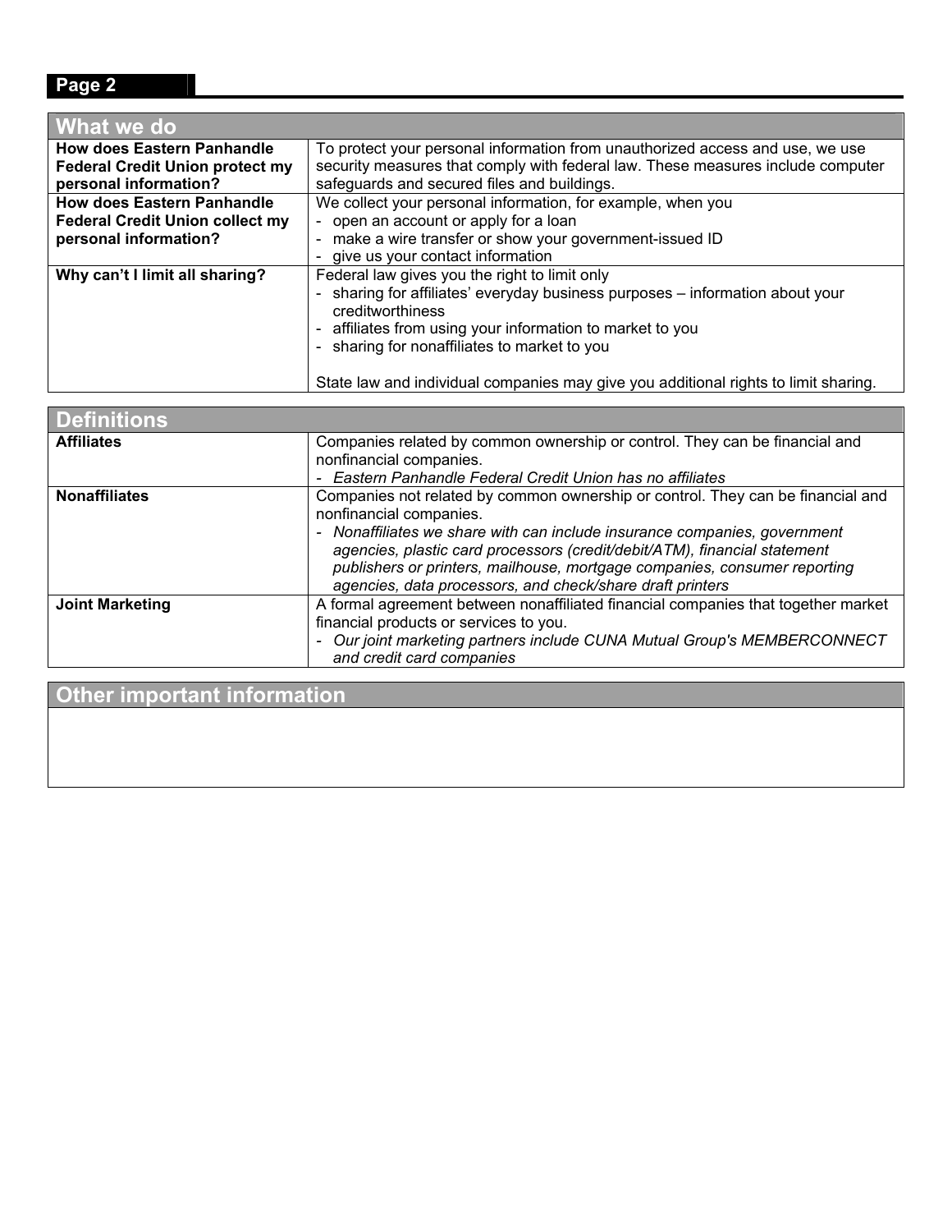| What we do | |
| --- | --- |
| **How does Eastern Panhandle Federal Credit Union protect my personal information?** | To protect your personal information from unauthorized access and use, we use security measures that comply with federal law. These measures include computer safeguards and secured files and buildings. |
| **How does Eastern Panhandle Federal Credit Union collect my personal information?** | We collect your personal information, for example, when you<br>- open an account or apply for a loan<br>- make a wire transfer or show your government-issued ID<br>- give us your contact information |
| **Why can't I limit all sharing?** | Federal law gives you the right to limit only<br>- sharing for affiliates' everyday business purposes – information about your creditworthiness<br>- affiliates from using your information to market to you<br>- sharing for nonaffiliates to market to you<br><br>State law and individual companies may give you additional rights to limit sharing. |

| Definitions | |
| --- | --- |
| **Affiliates** | Companies related by common ownership or control. They can be financial and nonfinancial companies.<br>- *Eastern Panhandle Federal Credit Union has no affiliates* |
| **Nonaffiliates** | Companies not related by common ownership or control. They can be financial and nonfinancial companies.<br>- *Nonaffiliates we share with can include insurance companies, government agencies, plastic card processors (credit/debit/ATM), financial statement publishers or printers, mailhouse, mortgage companies, consumer reporting agencies, data processors, and check/share draft printers* |
| **Joint Marketing** | A formal agreement between nonaffiliated financial companies that together market financial products or services to you.<br>- *Our joint marketing partners include CUNA Mutual Group's MEMBERCONNECT and credit card companies* |

## Other important information